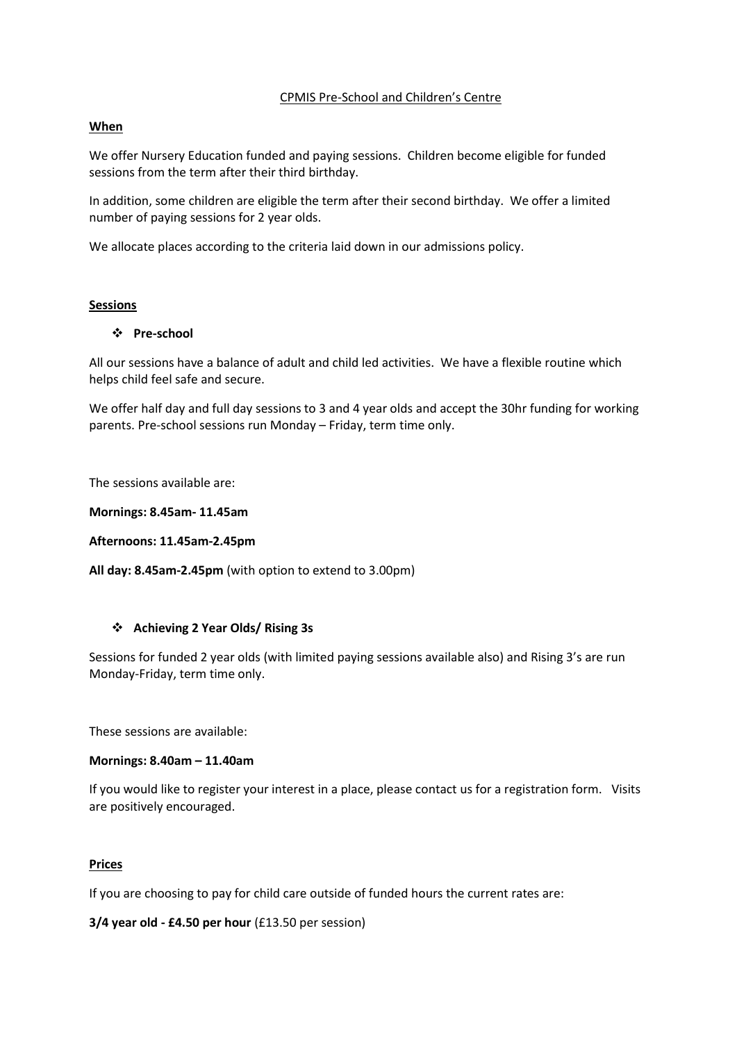# CPMIS Pre-School and Children's Centre

## When

We offer Nursery Education funded and paying sessions. Children become eligible for funded sessions from the term after their third birthday.

In addition, some children are eligible the term after their second birthday. We offer a limited number of paying sessions for 2 year olds.

We allocate places according to the criteria laid down in our admissions policy.

## Sessions

### ❖ Pre-school

All our sessions have a balance of adult and child led activities. We have a flexible routine which helps child feel safe and secure.

We offer half day and full day sessions to 3 and 4 year olds and accept the 30hr funding for working parents. Pre-school sessions run Monday – Friday, term time only.

The sessions available are:

**Mornings: 8.45am- 11.45am**

**Afternoons: 11.45am-2.45pm**

**All day: 8.45am-2.45pm** (with option to extend to 3.00pm)

### ❖ Achieving 2 Year Olds/ Rising 3s

Sessions for funded 2 year olds (with limited paying sessions available also) and Rising 3's are run Monday-Friday, term time only.

These sessions are available:

**Mornings: 8.40am – 11.40am**

If you would like to register your interest in a place, please contact us for a registration form. Visits are positively encouraged.

## Prices

If you are choosing to pay for child care outside of funded hours the current rates are:

**3/4 year old - £4.50 per hour** (£13.50 per session)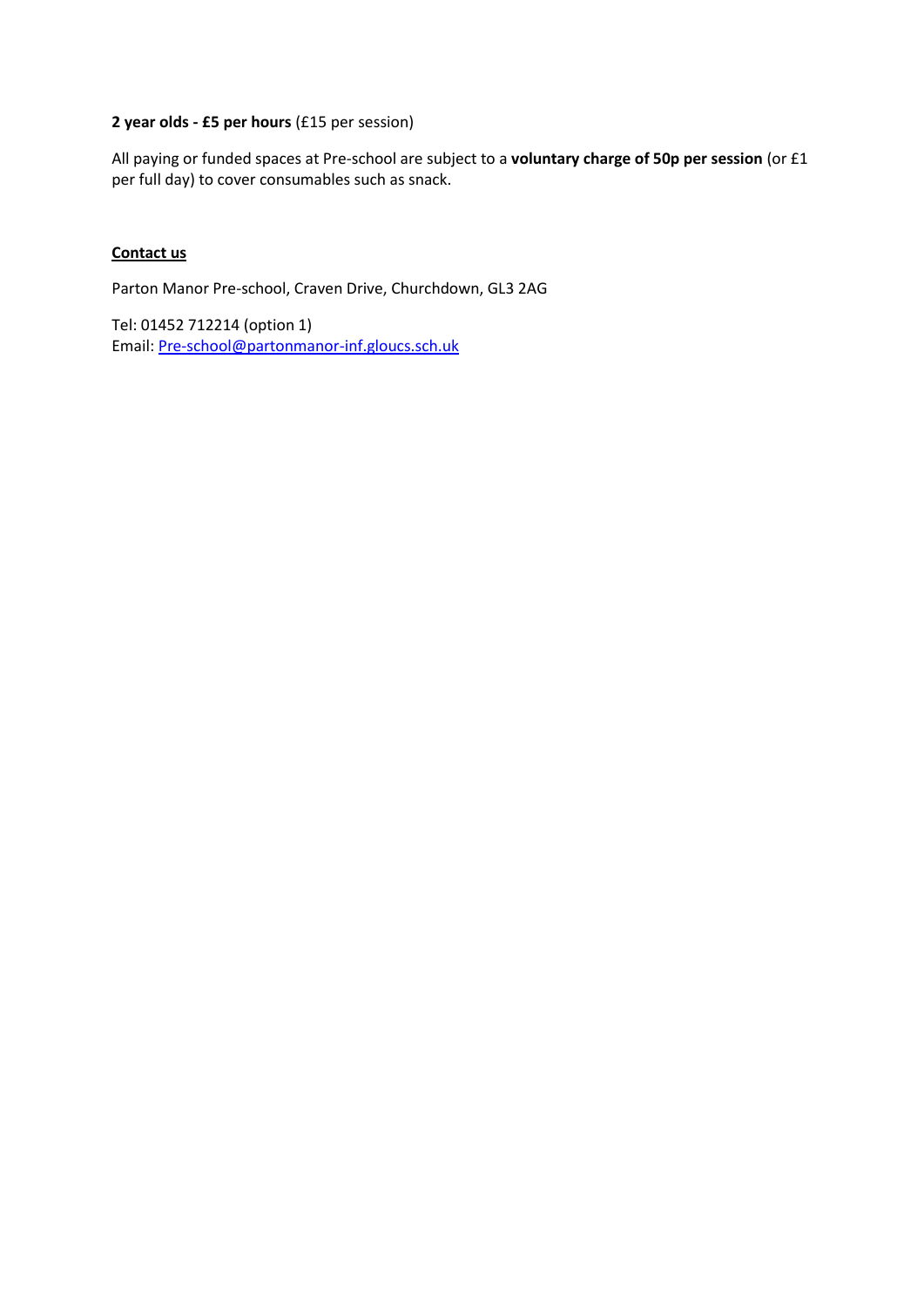**2 year olds - £5 per hours** (£15 per session)

All paying or funded spaces at Pre-school are subject to a **voluntary charge of 50p per session** (or £1 per full day) to cover consumables such as snack.

**Contact us**

Parton Manor Pre-school, Craven Drive, Churchdown, GL3 2AG

Tel: 01452 712214 (option 1)
Email: Pre-school@partonmanor-inf.gloucs.sch.uk